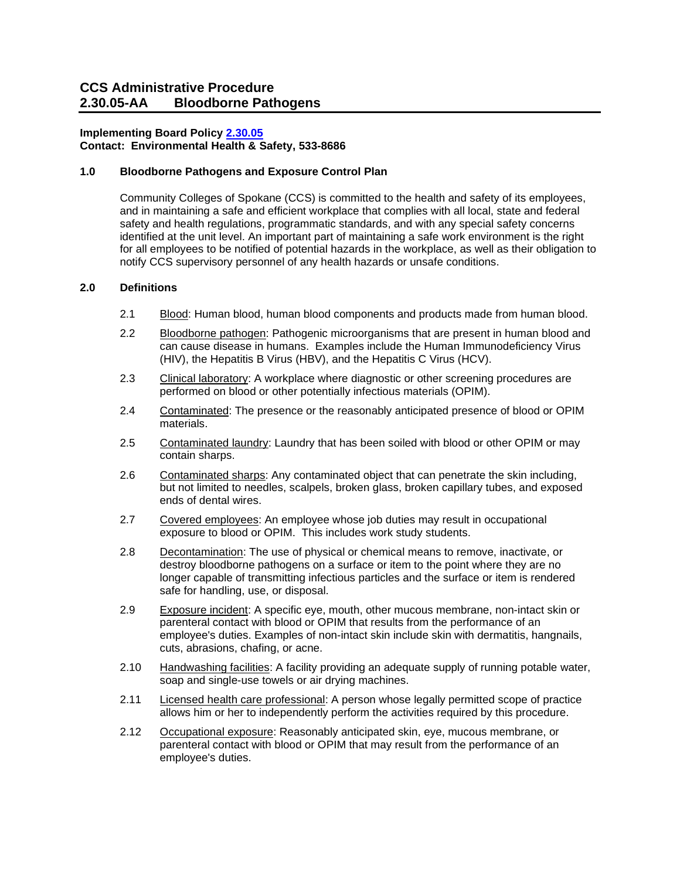# CCS Administrative Procedure
# 2.30.05-AA Bloodborne Pathogens

**Implementing Board Policy [2.30.05]**
**Contact: Environmental Health & Safety, 533-8686**

## 1.0 Bloodborne Pathogens and Exposure Control Plan

Community Colleges of Spokane (CCS) is committed to the health and safety of its employees, and in maintaining a safe and efficient workplace that complies with all local, state and federal safety and health regulations, programmatic standards, and with any special safety concerns identified at the unit level. An important part of maintaining a safe work environment is the right for all employees to be notified of potential hazards in the workplace, as well as their obligation to notify CCS supervisory personnel of any health hazards or unsafe conditions.

## 2.0 Definitions

2.1 Blood: Human blood, human blood components and products made from human blood.

2.2 Bloodborne pathogen: Pathogenic microorganisms that are present in human blood and can cause disease in humans. Examples include the Human Immunodeficiency Virus (HIV), the Hepatitis B Virus (HBV), and the Hepatitis C Virus (HCV).

2.3 Clinical laboratory: A workplace where diagnostic or other screening procedures are performed on blood or other potentially infectious materials (OPIM).

2.4 Contaminated: The presence or the reasonably anticipated presence of blood or OPIM materials.

2.5 Contaminated laundry: Laundry that has been soiled with blood or other OPIM or may contain sharps.

2.6 Contaminated sharps: Any contaminated object that can penetrate the skin including, but not limited to needles, scalpels, broken glass, broken capillary tubes, and exposed ends of dental wires.

2.7 Covered employees: An employee whose job duties may result in occupational exposure to blood or OPIM. This includes work study students.

2.8 Decontamination: The use of physical or chemical means to remove, inactivate, or destroy bloodborne pathogens on a surface or item to the point where they are no longer capable of transmitting infectious particles and the surface or item is rendered safe for handling, use, or disposal.

2.9 Exposure incident: A specific eye, mouth, other mucous membrane, non-intact skin or parenteral contact with blood or OPIM that results from the performance of an employee's duties. Examples of non-intact skin include skin with dermatitis, hangnails, cuts, abrasions, chafing, or acne.

2.10 Handwashing facilities: A facility providing an adequate supply of running potable water, soap and single-use towels or air drying machines.

2.11 Licensed health care professional: A person whose legally permitted scope of practice allows him or her to independently perform the activities required by this procedure.

2.12 Occupational exposure: Reasonably anticipated skin, eye, mucous membrane, or parenteral contact with blood or OPIM that may result from the performance of an employee's duties.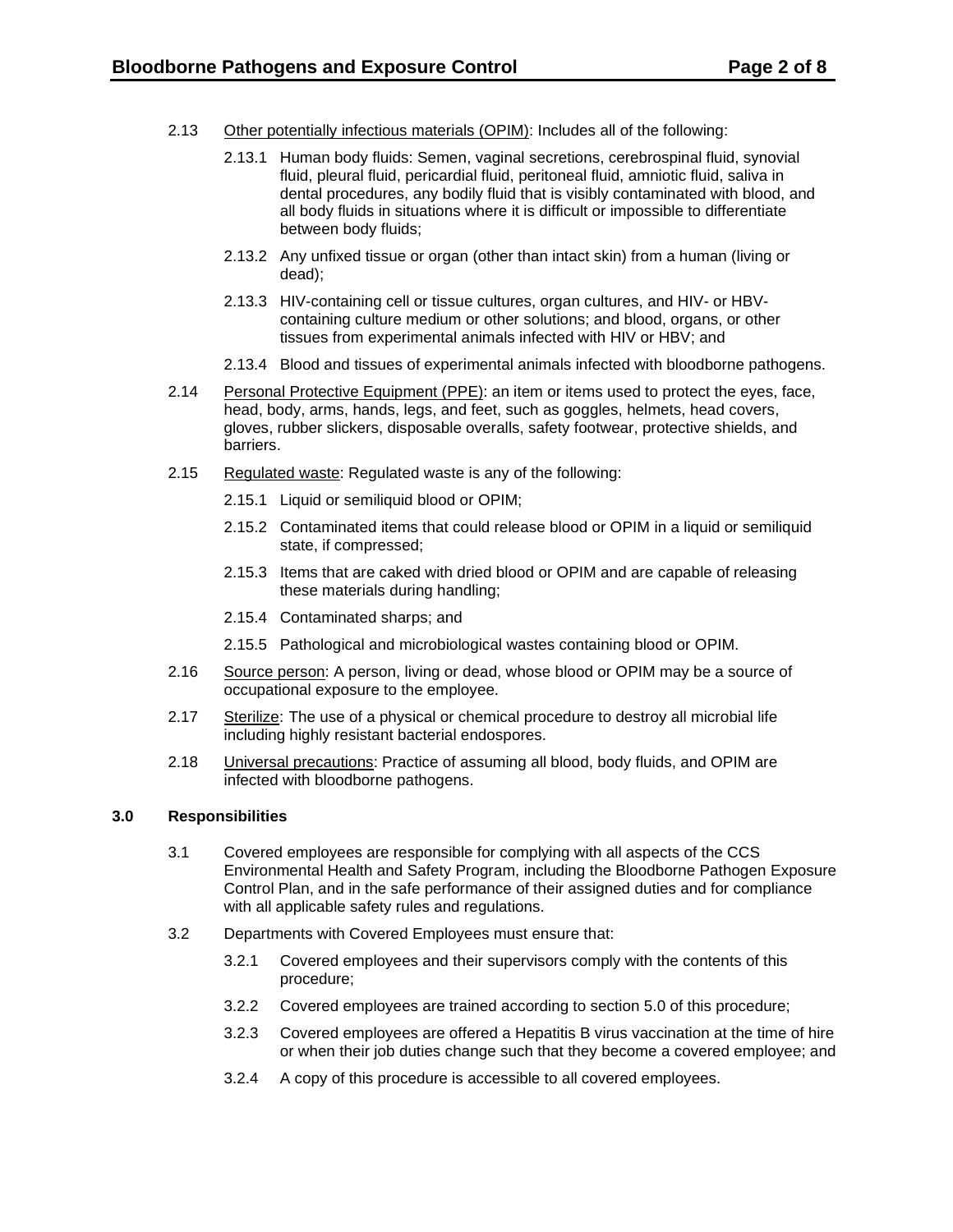2.13 Other potentially infectious materials (OPIM): Includes all of the following:

2.13.1 Human body fluids: Semen, vaginal secretions, cerebrospinal fluid, synovial fluid, pleural fluid, pericardial fluid, peritoneal fluid, amniotic fluid, saliva in dental procedures, any bodily fluid that is visibly contaminated with blood, and all body fluids in situations where it is difficult or impossible to differentiate between body fluids;

2.13.2 Any unfixed tissue or organ (other than intact skin) from a human (living or dead);

2.13.3 HIV-containing cell or tissue cultures, organ cultures, and HIV- or HBV-containing culture medium or other solutions; and blood, organs, or other tissues from experimental animals infected with HIV or HBV; and

2.13.4 Blood and tissues of experimental animals infected with bloodborne pathogens.

2.14 Personal Protective Equipment (PPE): an item or items used to protect the eyes, face, head, body, arms, hands, legs, and feet, such as goggles, helmets, head covers, gloves, rubber slickers, disposable overalls, safety footwear, protective shields, and barriers.

2.15 Regulated waste: Regulated waste is any of the following:

2.15.1 Liquid or semiliquid blood or OPIM;

2.15.2 Contaminated items that could release blood or OPIM in a liquid or semiliquid state, if compressed;

2.15.3 Items that are caked with dried blood or OPIM and are capable of releasing these materials during handling;

2.15.4 Contaminated sharps; and

2.15.5 Pathological and microbiological wastes containing blood or OPIM.

2.16 Source person: A person, living or dead, whose blood or OPIM may be a source of occupational exposure to the employee.

2.17 Sterilize: The use of a physical or chemical procedure to destroy all microbial life including highly resistant bacterial endospores.

2.18 Universal precautions: Practice of assuming all blood, body fluids, and OPIM are infected with bloodborne pathogens.

## 3.0 Responsibilities

3.1 Covered employees are responsible for complying with all aspects of the CCS Environmental Health and Safety Program, including the Bloodborne Pathogen Exposure Control Plan, and in the safe performance of their assigned duties and for compliance with all applicable safety rules and regulations.

3.2 Departments with Covered Employees must ensure that:

3.2.1 Covered employees and their supervisors comply with the contents of this procedure;

3.2.2 Covered employees are trained according to section 5.0 of this procedure;

3.2.3 Covered employees are offered a Hepatitis B virus vaccination at the time of hire or when their job duties change such that they become a covered employee; and

3.2.4 A copy of this procedure is accessible to all covered employees.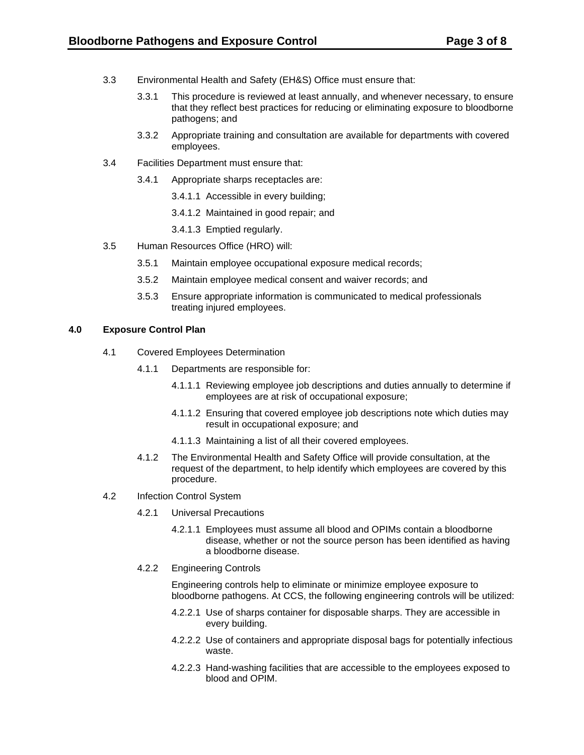3.3 Environmental Health and Safety (EH&S) Office must ensure that:

3.3.1 This procedure is reviewed at least annually, and whenever necessary, to ensure that they reflect best practices for reducing or eliminating exposure to bloodborne pathogens; and

3.3.2 Appropriate training and consultation are available for departments with covered employees.

3.4 Facilities Department must ensure that:

3.4.1 Appropriate sharps receptacles are:

3.4.1.1 Accessible in every building;

3.4.1.2 Maintained in good repair; and

3.4.1.3 Emptied regularly.

3.5 Human Resources Office (HRO) will:

3.5.1 Maintain employee occupational exposure medical records;

3.5.2 Maintain employee medical consent and waiver records; and

3.5.3 Ensure appropriate information is communicated to medical professionals treating injured employees.

## 4.0 Exposure Control Plan

4.1 Covered Employees Determination

4.1.1 Departments are responsible for:

4.1.1.1 Reviewing employee job descriptions and duties annually to determine if employees are at risk of occupational exposure;

4.1.1.2 Ensuring that covered employee job descriptions note which duties may result in occupational exposure; and

4.1.1.3 Maintaining a list of all their covered employees.

4.1.2 The Environmental Health and Safety Office will provide consultation, at the request of the department, to help identify which employees are covered by this procedure.

4.2 Infection Control System

4.2.1 Universal Precautions

4.2.1.1 Employees must assume all blood and OPIMs contain a bloodborne disease, whether or not the source person has been identified as having a bloodborne disease.

4.2.2 Engineering Controls

Engineering controls help to eliminate or minimize employee exposure to bloodborne pathogens. At CCS, the following engineering controls will be utilized:

4.2.2.1 Use of sharps container for disposable sharps. They are accessible in every building.

4.2.2.2 Use of containers and appropriate disposal bags for potentially infectious waste.

4.2.2.3 Hand-washing facilities that are accessible to the employees exposed to blood and OPIM.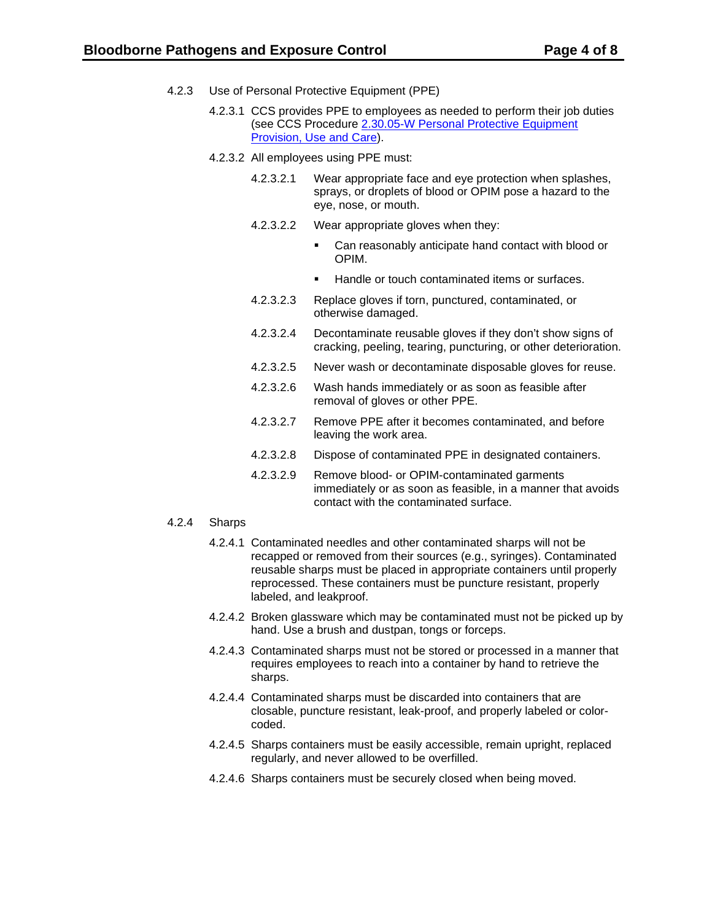4.2.3 Use of Personal Protective Equipment (PPE)

4.2.3.1 CCS provides PPE to employees as needed to perform their job duties (see CCS Procedure 2.30.05-W Personal Protective Equipment Provision, Use and Care).

4.2.3.2 All employees using PPE must:

4.2.3.2.1 Wear appropriate face and eye protection when splashes, sprays, or droplets of blood or OPIM pose a hazard to the eye, nose, or mouth.

4.2.3.2.2 Wear appropriate gloves when they:

- Can reasonably anticipate hand contact with blood or OPIM.
- Handle or touch contaminated items or surfaces.

4.2.3.2.3 Replace gloves if torn, punctured, contaminated, or otherwise damaged.

4.2.3.2.4 Decontaminate reusable gloves if they don't show signs of cracking, peeling, tearing, puncturing, or other deterioration.

4.2.3.2.5 Never wash or decontaminate disposable gloves for reuse.

4.2.3.2.6 Wash hands immediately or as soon as feasible after removal of gloves or other PPE.

4.2.3.2.7 Remove PPE after it becomes contaminated, and before leaving the work area.

4.2.3.2.8 Dispose of contaminated PPE in designated containers.

4.2.3.2.9 Remove blood- or OPIM-contaminated garments immediately or as soon as feasible, in a manner that avoids contact with the contaminated surface.

4.2.4 Sharps

4.2.4.1 Contaminated needles and other contaminated sharps will not be recapped or removed from their sources (e.g., syringes). Contaminated reusable sharps must be placed in appropriate containers until properly reprocessed. These containers must be puncture resistant, properly labeled, and leakproof.

4.2.4.2 Broken glassware which may be contaminated must not be picked up by hand. Use a brush and dustpan, tongs or forceps.

4.2.4.3 Contaminated sharps must not be stored or processed in a manner that requires employees to reach into a container by hand to retrieve the sharps.

4.2.4.4 Contaminated sharps must be discarded into containers that are closable, puncture resistant, leak-proof, and properly labeled or color-coded.

4.2.4.5 Sharps containers must be easily accessible, remain upright, replaced regularly, and never allowed to be overfilled.

4.2.4.6 Sharps containers must be securely closed when being moved.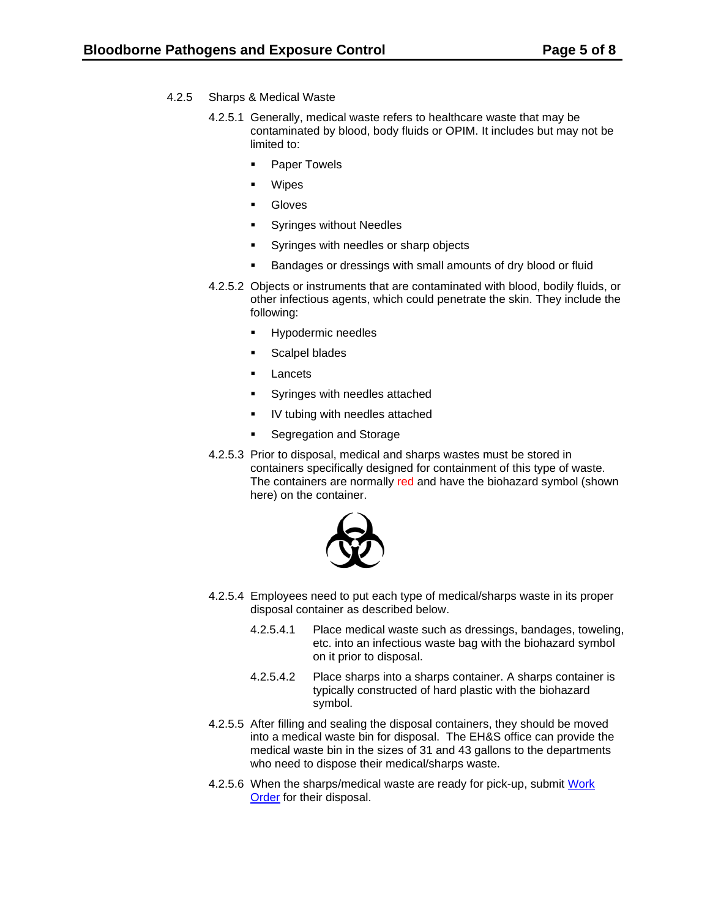4.2.5 Sharps & Medical Waste

4.2.5.1 Generally, medical waste refers to healthcare waste that may be contaminated by blood, body fluids or OPIM. It includes but may not be limited to:

- Paper Towels
- Wipes
- Gloves
- Syringes without Needles
- Syringes with needles or sharp objects
- Bandages or dressings with small amounts of dry blood or fluid

4.2.5.2 Objects or instruments that are contaminated with blood, bodily fluids, or other infectious agents, which could penetrate the skin. They include the following:

- Hypodermic needles
- Scalpel blades
- Lancets
- Syringes with needles attached
- IV tubing with needles attached
- Segregation and Storage

4.2.5.3 Prior to disposal, medical and sharps wastes must be stored in containers specifically designed for containment of this type of waste. The containers are normally red and have the biohazard symbol (shown here) on the container.

4.2.5.4 Employees need to put each type of medical/sharps waste in its proper disposal container as described below.

4.2.5.4.1 Place medical waste such as dressings, bandages, toweling, etc. into an infectious waste bag with the biohazard symbol on it prior to disposal.

4.2.5.4.2 Place sharps into a sharps container. A sharps container is typically constructed of hard plastic with the biohazard symbol.

4.2.5.5 After filling and sealing the disposal containers, they should be moved into a medical waste bin for disposal. The EH&S office can provide the medical waste bin in the sizes of 31 and 43 gallons to the departments who need to dispose their medical/sharps waste.

4.2.5.6 When the sharps/medical waste are ready for pick-up, submit Work Order for their disposal.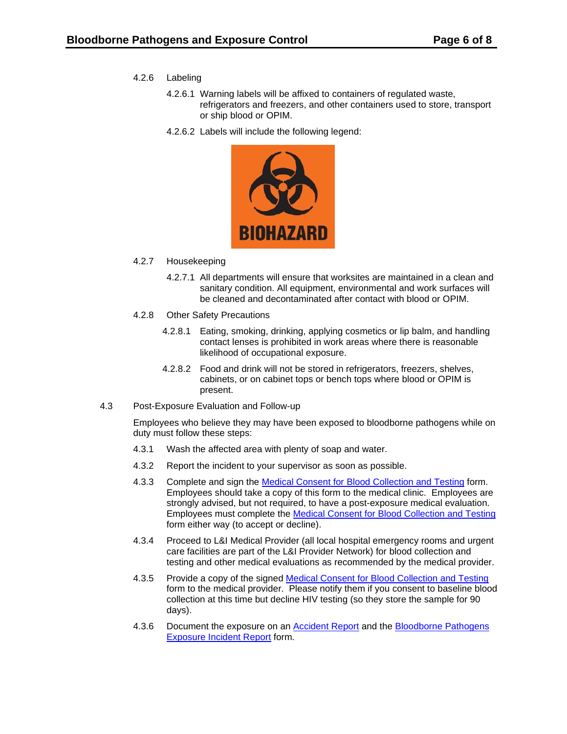4.2.6 Labeling

4.2.6.1 Warning labels will be affixed to containers of regulated waste, refrigerators and freezers, and other containers used to store, transport or ship blood or OPIM.

4.2.6.2 Labels will include the following legend:

BIOHAZARD

4.2.7 Housekeeping

4.2.7.1 All departments will ensure that worksites are maintained in a clean and sanitary condition. All equipment, environmental and work surfaces will be cleaned and decontaminated after contact with blood or OPIM.

4.2.8 Other Safety Precautions

4.2.8.1 Eating, smoking, drinking, applying cosmetics or lip balm, and handling contact lenses is prohibited in work areas where there is reasonable likelihood of occupational exposure.

4.2.8.2 Food and drink will not be stored in refrigerators, freezers, shelves, cabinets, or on cabinet tops or bench tops where blood or OPIM is present.

4.3 Post-Exposure Evaluation and Follow-up

Employees who believe they may have been exposed to bloodborne pathogens while on duty must follow these steps:

4.3.1 Wash the affected area with plenty of soap and water.

4.3.2 Report the incident to your supervisor as soon as possible.

4.3.3 Complete and sign the Medical Consent for Blood Collection and Testing form. Employees should take a copy of this form to the medical clinic. Employees are strongly advised, but not required, to have a post-exposure medical evaluation. Employees must complete the Medical Consent for Blood Collection and Testing form either way (to accept or decline).

4.3.4 Proceed to L&I Medical Provider (all local hospital emergency rooms and urgent care facilities are part of the L&I Provider Network) for blood collection and testing and other medical evaluations as recommended by the medical provider.

4.3.5 Provide a copy of the signed Medical Consent for Blood Collection and Testing form to the medical provider. Please notify them if you consent to baseline blood collection at this time but decline HIV testing (so they store the sample for 90 days).

4.3.6 Document the exposure on an Accident Report and the Bloodborne Pathogens Exposure Incident Report form.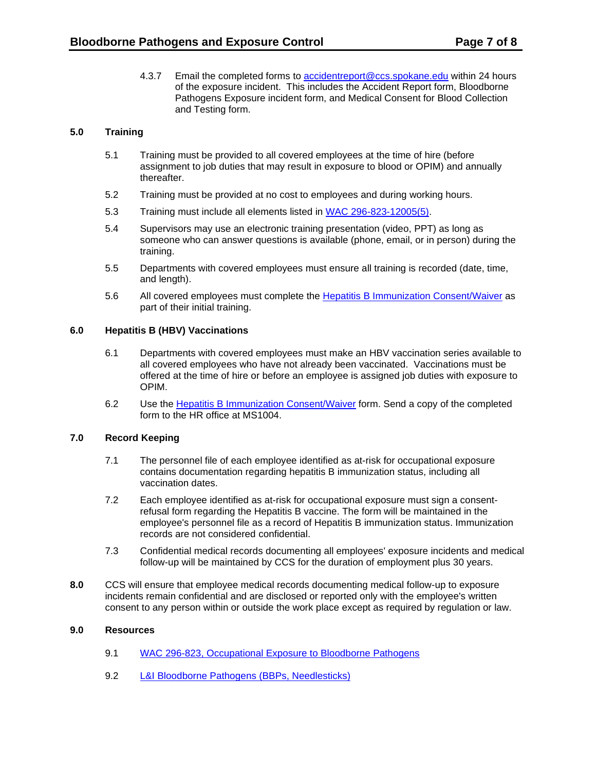4.3.7 Email the completed forms to [accidentreport@ccs.spokane.edu](mailto:accidentreport@ccs.spokane.edu) within 24 hours of the exposure incident. This includes the Accident Report form, Bloodborne Pathogens Exposure incident form, and Medical Consent for Blood Collection and Testing form.

## 5.0 Training

5.1 Training must be provided to all covered employees at the time of hire (before assignment to job duties that may result in exposure to blood or OPIM) and annually thereafter.

5.2 Training must be provided at no cost to employees and during working hours.

5.3 Training must include all elements listed in WAC 296-823-12005(5).

5.4 Supervisors may use an electronic training presentation (video, PPT) as long as someone who can answer questions is available (phone, email, or in person) during the training.

5.5 Departments with covered employees must ensure all training is recorded (date, time, and length).

5.6 All covered employees must complete the Hepatitis B Immunization Consent/Waiver as part of their initial training.

## 6.0 Hepatitis B (HBV) Vaccinations

6.1 Departments with covered employees must make an HBV vaccination series available to all covered employees who have not already been vaccinated. Vaccinations must be offered at the time of hire or before an employee is assigned job duties with exposure to OPIM.

6.2 Use the Hepatitis B Immunization Consent/Waiver form. Send a copy of the completed form to the HR office at MS1004.

## 7.0 Record Keeping

7.1 The personnel file of each employee identified as at-risk for occupational exposure contains documentation regarding hepatitis B immunization status, including all vaccination dates.

7.2 Each employee identified as at-risk for occupational exposure must sign a consent-refusal form regarding the Hepatitis B vaccine. The form will be maintained in the employee's personnel file as a record of Hepatitis B immunization status. Immunization records are not considered confidential.

7.3 Confidential medical records documenting all employees' exposure incidents and medical follow-up will be maintained by CCS for the duration of employment plus 30 years.

**8.0** CCS will ensure that employee medical records documenting medical follow-up to exposure incidents remain confidential and are disclosed or reported only with the employee's written consent to any person within or outside the work place except as required by regulation or law.

## 9.0 Resources

9.1 WAC 296-823, Occupational Exposure to Bloodborne Pathogens

9.2 L&I Bloodborne Pathogens (BBPs, Needlesticks)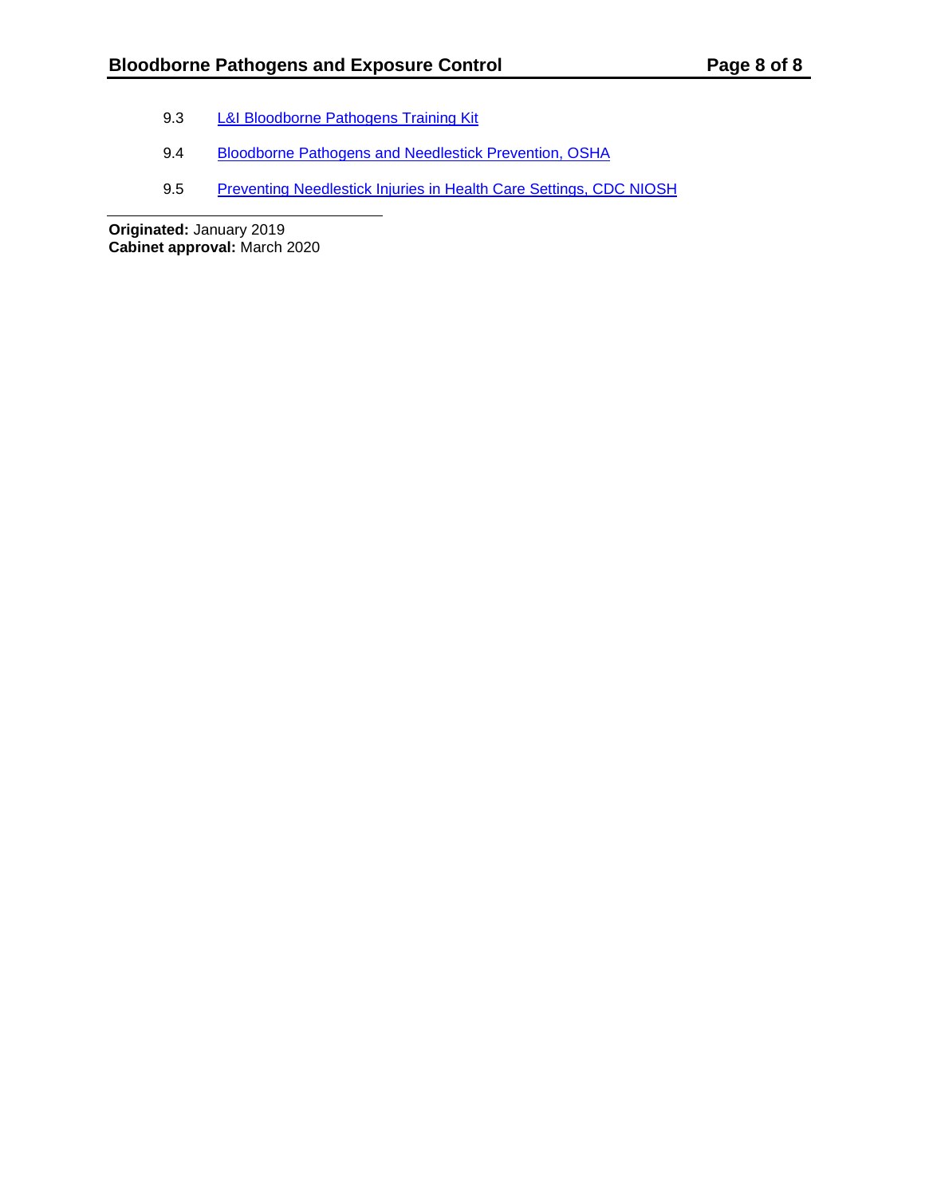9.3 [L&I Bloodborne Pathogens Training Kit]

9.4 [Bloodborne Pathogens and Needlestick Prevention, OSHA]

9.5 [Preventing Needlestick Injuries in Health Care Settings, CDC NIOSH]

---

**Originated:** January 2019
**Cabinet approval:** March 2020